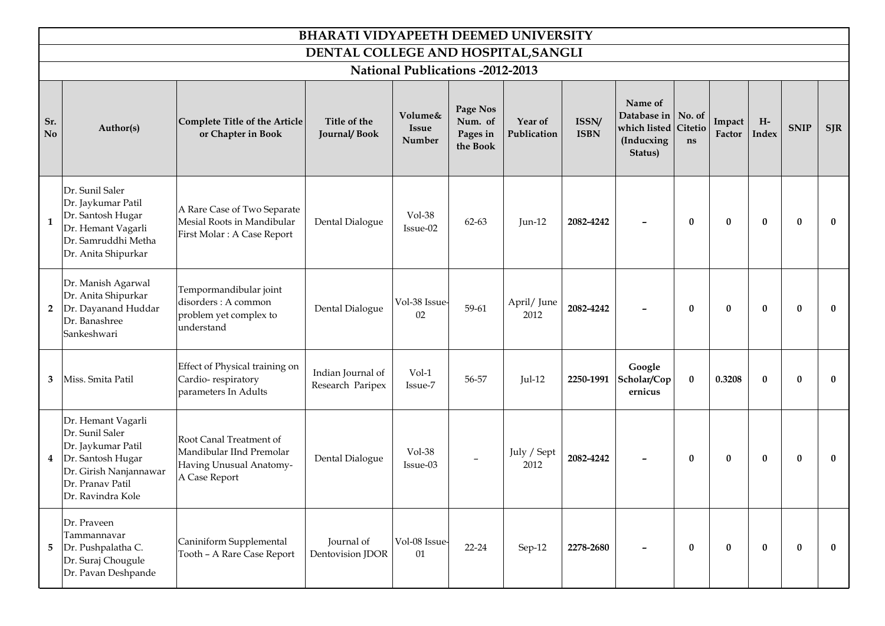# BHARATI VIDYAPEETH DEEMED UNIVERSITY

## DENTAL COLLEGE AND HOSPITAL,SANGLI

### National Publications -2012-2013

| Sr. No | Author(s) | Complete Title of the Article or Chapter in Book | Title of the Journal/ Book | Volume& Issue Number | Page Nos Num. of Pages in the Book | Year of Publication | ISSN/ ISBN | Name of Database in which listed (Inducxing Status) | No. of Citetions | Impact Factor | H-Index | SNIP | SJR |
|---|---|---|---|---|---|---|---|---|---|---|---|---|---|
| 1 | Dr. Sunil Saler<br>Dr. Jaykumar Patil<br>Dr. Santosh Hugar<br>Dr. Hemant Vagarli<br>Dr. Samruddhi Metha<br>Dr. Anita Shipurkar | A Rare Case of Two Separate Mesial Roots in Mandibular First Molar : A Case Report | Dental Dialogue | Vol-38 Issue-02 | 62-63 | Jun-12 | **2082-4242** | – | **0** | **0** | **0** | **0** | **0** |
| 2 | Dr. Manish Agarwal<br>Dr. Anita Shipurkar<br>Dr. Dayanand Huddar<br>Dr. Banashree Sankeshwari | Tempormandibular joint disorders : A common problem yet complex to understand | Dental Dialogue | Vol-38 Issue-02 | 59-61 | April/ June 2012 | **2082-4242** | – | **0** | **0** | **0** | **0** | **0** |
| 3 | Miss. Smita Patil | Effect of Physical training on Cardio- respiratory parameters In Adults | Indian Journal of Research Paripex | Vol-1 Issue-7 | 56-57 | Jul-12 | **2250-1991** | **Google Scholar/Copernicus** | **0** | **0.3208** | **0** | **0** | **0** |
| 4 | Dr. Hemant Vagarli<br>Dr. Sunil Saler<br>Dr. Jaykumar Patil<br>Dr. Santosh Hugar<br>Dr. Girish Nanjannawar<br>Dr. Pranav Patil<br>Dr. Ravindra Kole | Root Canal Treatment of Mandibular IInd Premolar Having Unusual Anatomy- A Case Report | Dental Dialogue | Vol-38 Issue-03 | – | July / Sept 2012 | **2082-4242** | – | **0** | **0** | **0** | **0** | **0** |
| 5 | Dr. Praveen Tammannavar<br>Dr. Pushpalatha C.<br>Dr. Suraj Chougule<br>Dr. Pavan Deshpande | Caniniform Supplemental Tooth – A Rare Case Report | Journal of Dentovision JDOR | Vol-08 Issue-01 | 22-24 | Sep-12 | **2278-2680** | – | **0** | **0** | **0** | **0** | **0** |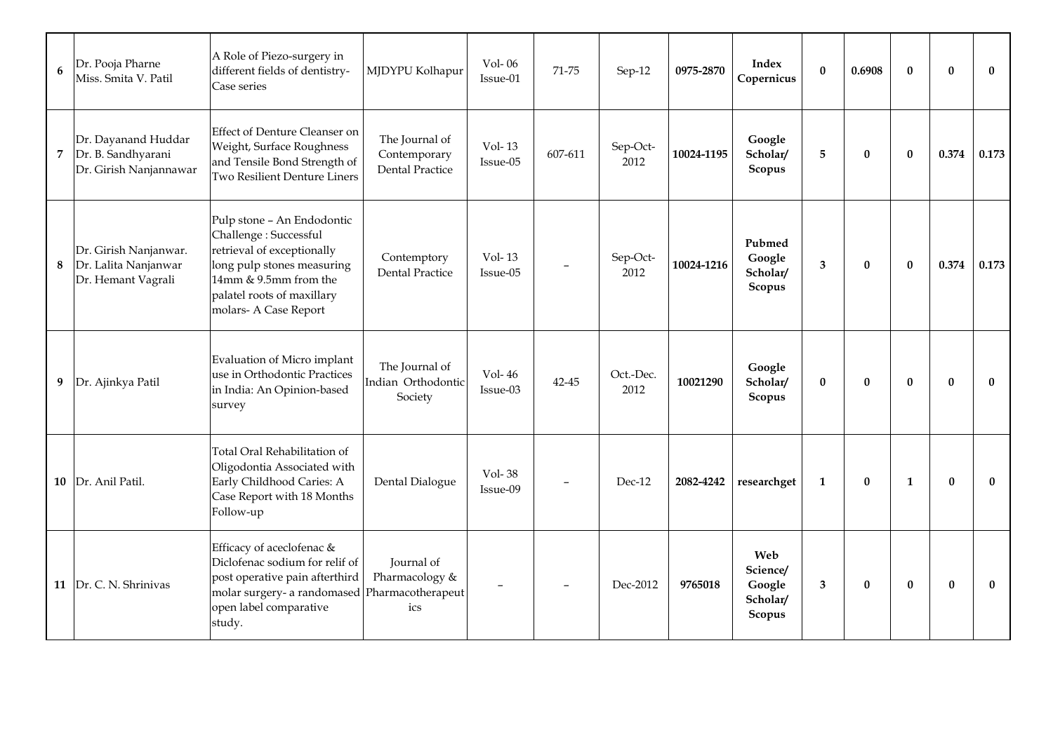| 6 | Dr. Pooja Pharne<br>Miss. Smita V. Patil | A Role of Piezo-surgery in different fields of dentistry-Case series | MJDYPU Kolhapur | Vol- 06 Issue-01 | 71-75 | Sep-12 | **0975-2870** | **Index Copernicus** | **0** | **0.6908** | **0** | **0** | **0** |
|---|---|---|---|---|---|---|---|---|---|---|---|---|---|
| 7 | Dr. Dayanand Huddar<br>Dr. B. Sandhyarani<br>Dr. Girish Nanjannawar | Effect of Denture Cleanser on Weight, Surface Roughness and Tensile Bond Strength of Two Resilient Denture Liners | The Journal of Contemporary Dental Practice | Vol- 13 Issue-05 | 607-611 | Sep-Oct-2012 | **10024-1195** | **Google Scholar/ Scopus** | **5** | **0** | **0** | **0.374** | **0.173** |
| 8 | Dr. Girish Nanjanwar.<br>Dr. Lalita Nanjanwar<br>Dr. Hemant Vagrali | Pulp stone – An Endodontic Challenge : Successful retrieval of exceptionally long pulp stones measuring 14mm & 9.5mm from the palatel roots of maxillary molars- A Case Report | Contemptory Dental Practice | Vol- 13 Issue-05 | – | Sep-Oct-2012 | **10024-1216** | **Pubmed Google Scholar/ Scopus** | **3** | **0** | **0** | **0.374** | **0.173** |
| 9 | Dr. Ajinkya Patil | Evaluation of Micro implant use in Orthodontic Practices in India: An Opinion-based survey | The Journal of Indian Orthodontic Society | Vol- 46 Issue-03 | 42-45 | Oct.-Dec. 2012 | **10021290** | **Google Scholar/ Scopus** | **0** | **0** | **0** | **0** | **0** |
| 10 | Dr. Anil Patil. | Total Oral Rehabilitation of Oligodontia Associated with Early Childhood Caries: A Case Report with 18 Months Follow-up | Dental Dialogue | Vol- 38 Issue-09 | – | Dec-12 | **2082-4242** | **researchget** | **1** | **0** | **1** | **0** | **0** |
| 11 | Dr. C. N. Shrinivas | Efficacy of aceclofenac & Diclofenac sodium for relif of post operative pain afterthird molar surgery- a randomased open label comparative study. | Journal of Pharmacology & Pharmacotherapeutics | – | – | Dec-2012 | **9765018** | **Web Science/ Google Scholar/ Scopus** | **3** | **0** | **0** | **0** | **0** |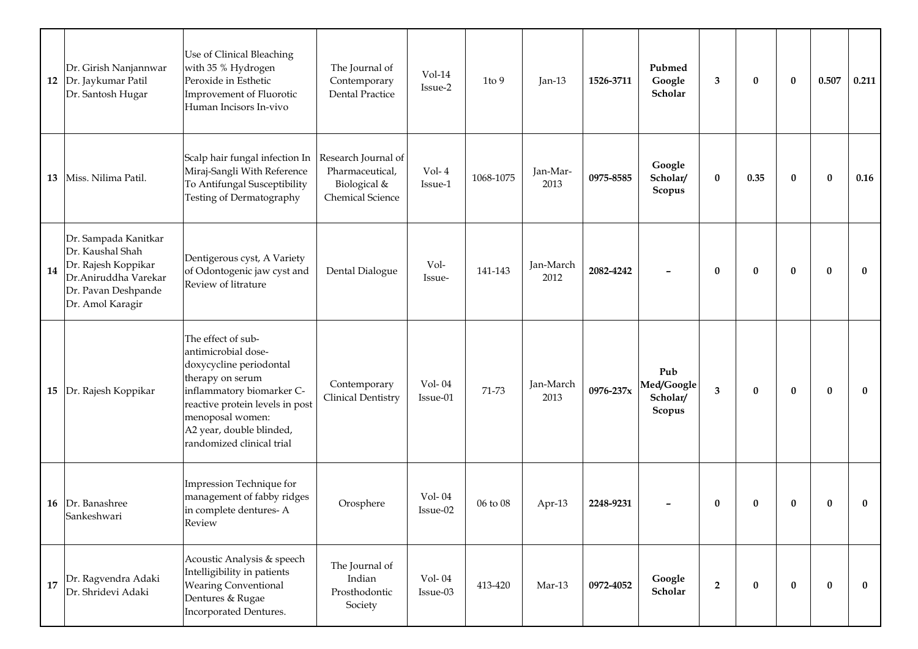| | | | | | | | | | | | | | |
|---|---|---|---|---|---|---|---|---|---|---|---|---|---|
| **12** | Dr. Girish Nanjannwar<br>Dr. Jaykumar Patil<br>Dr. Santosh Hugar | Use of Clinical Bleaching with 35 % Hydrogen Peroxide in Esthetic Improvement of Fluorotic Human Incisors In-vivo | The Journal of Contemporary Dental Practice | Vol-14 Issue-2 | 1to 9 | Jan-13 | **1526-3711** | **Pubmed Google Scholar** | **3** | **0** | **0** | **0.507** | **0.211** |
| **13** | Miss. Nilima Patil. | Scalp hair fungal infection In Miraj-Sangli With Reference To Antifungal Susceptibility Testing of Dermatography | Research Journal of Pharmaceutical, Biological & Chemical Science | Vol- 4 Issue-1 | 1068-1075 | Jan-Mar-2013 | **0975-8585** | **Google Scholar/ Scopus** | **0** | **0.35** | **0** | **0** | **0.16** |
| **14** | Dr. Sampada Kanitkar<br>Dr. Kaushal Shah<br>Dr. Rajesh Koppikar<br>Dr.Aniruddha Varekar<br>Dr. Pavan Deshpande<br>Dr. Amol Karagir | Dentigerous cyst, A Variety of Odontogenic jaw cyst and Review of litrature | Dental Dialogue | Vol- Issue- | 141-143 | Jan-March 2012 | **2082-4242** | **–** | **0** | **0** | **0** | **0** | **0** |
| **15** | Dr. Rajesh Koppikar | The effect of sub-antimicrobial dose-doxycycline periodontal therapy on serum inflammatory biomarker C-reactive protein levels in post menoposal women: A2 year, double blinded, randomized clinical trial | Contemporary Clinical Dentistry | Vol- 04 Issue-01 | 71-73 | Jan-March 2013 | **0976-237x** | **Pub Med/Google Scholar/ Scopus** | **3** | **0** | **0** | **0** | **0** |
| **16** | Dr. Banashree Sankeshwari | Impression Technique for management of fabby ridges in complete dentures- A Review | Orosphere | Vol- 04 Issue-02 | 06 to 08 | Apr-13 | **2248-9231** | **–** | **0** | **0** | **0** | **0** | **0** |
| **17** | Dr. Ragvendra Adaki<br>Dr. Shridevi Adaki | Acoustic Analysis & speech Intelligibility in patients Wearing Conventional Dentures & Rugae Incorporated Dentures. | The Journal of Indian Prosthodontic Society | Vol- 04 Issue-03 | 413-420 | Mar-13 | **0972-4052** | **Google Scholar** | **2** | **0** | **0** | **0** | **0** |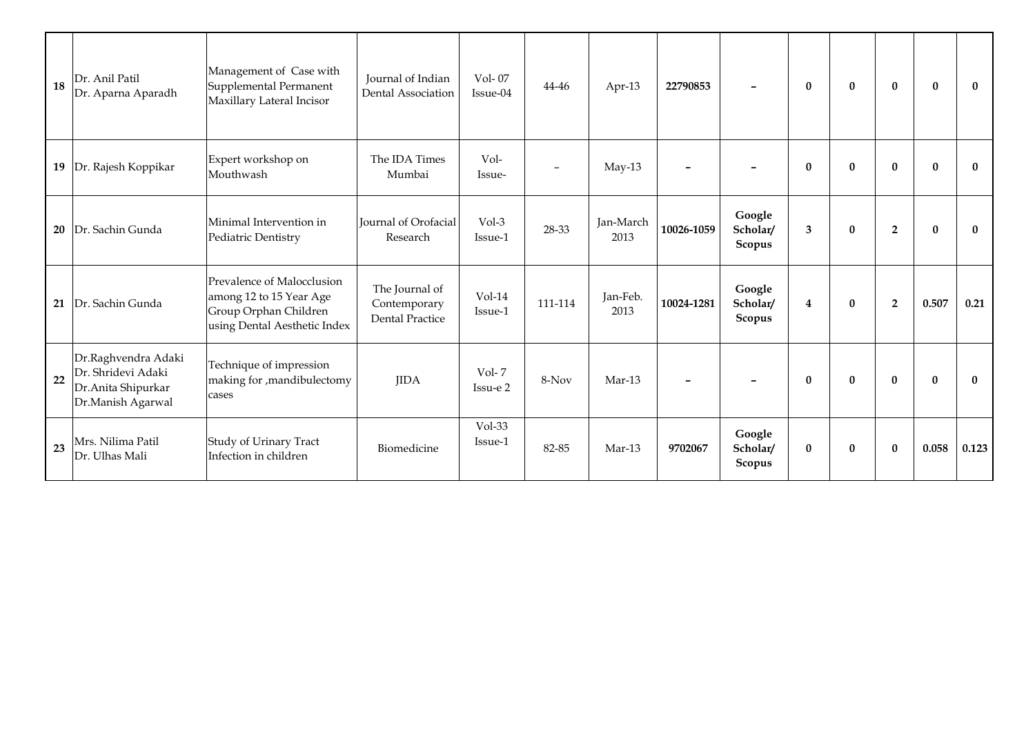| | | | | | | | | | | | | | | |
|---|---|---|---|---|---|---|---|---|---|---|---|---|---|---|
| **18** | Dr. Anil Patil<br>Dr. Aparna Aparadh | Management of Case with Supplemental Permanent Maxillary Lateral Incisor | Journal of Indian Dental Association | Vol- 07 Issue-04 | 44-46 | Apr-13 | **22790853** | – | **0** | **0** | **0** | **0** | **0** |
| **19** | Dr. Rajesh Koppikar | Expert workshop on Mouthwash | The IDA Times Mumbai | Vol- Issue- | – | May-13 | – | – | **0** | **0** | **0** | **0** | **0** |
| **20** | Dr. Sachin Gunda | Minimal Intervention in Pediatric Dentistry | Journal of Orofacial Research | Vol-3 Issue-1 | 28-33 | Jan-March 2013 | **10026-1059** | **Google Scholar/ Scopus** | **3** | **0** | **2** | **0** | **0** |
| **21** | Dr. Sachin Gunda | Prevalence of Malocclusion among 12 to 15 Year Age Group Orphan Children using Dental Aesthetic Index | The Journal of Contemporary Dental Practice | Vol-14 Issue-1 | 111-114 | Jan-Feb. 2013 | **10024-1281** | **Google Scholar/ Scopus** | **4** | **0** | **2** | **0.507** | **0.21** |
| **22** | Dr.Raghvendra Adaki<br>Dr. Shridevi Adaki<br>Dr.Anita Shipurkar<br>Dr.Manish Agarwal | Technique of impression making for ,mandibulectomy cases | JIDA | Vol- 7 Issu-e 2 | 8-Nov | Mar-13 | – | – | **0** | **0** | **0** | **0** | **0** |
| **23** | Mrs. Nilima Patil<br>Dr. Ulhas Mali | Study of Urinary Tract Infection in children | Biomedicine | Vol-33 Issue-1 | 82-85 | Mar-13 | **9702067** | **Google Scholar/ Scopus** | **0** | **0** | **0** | **0.058** | **0.123** |